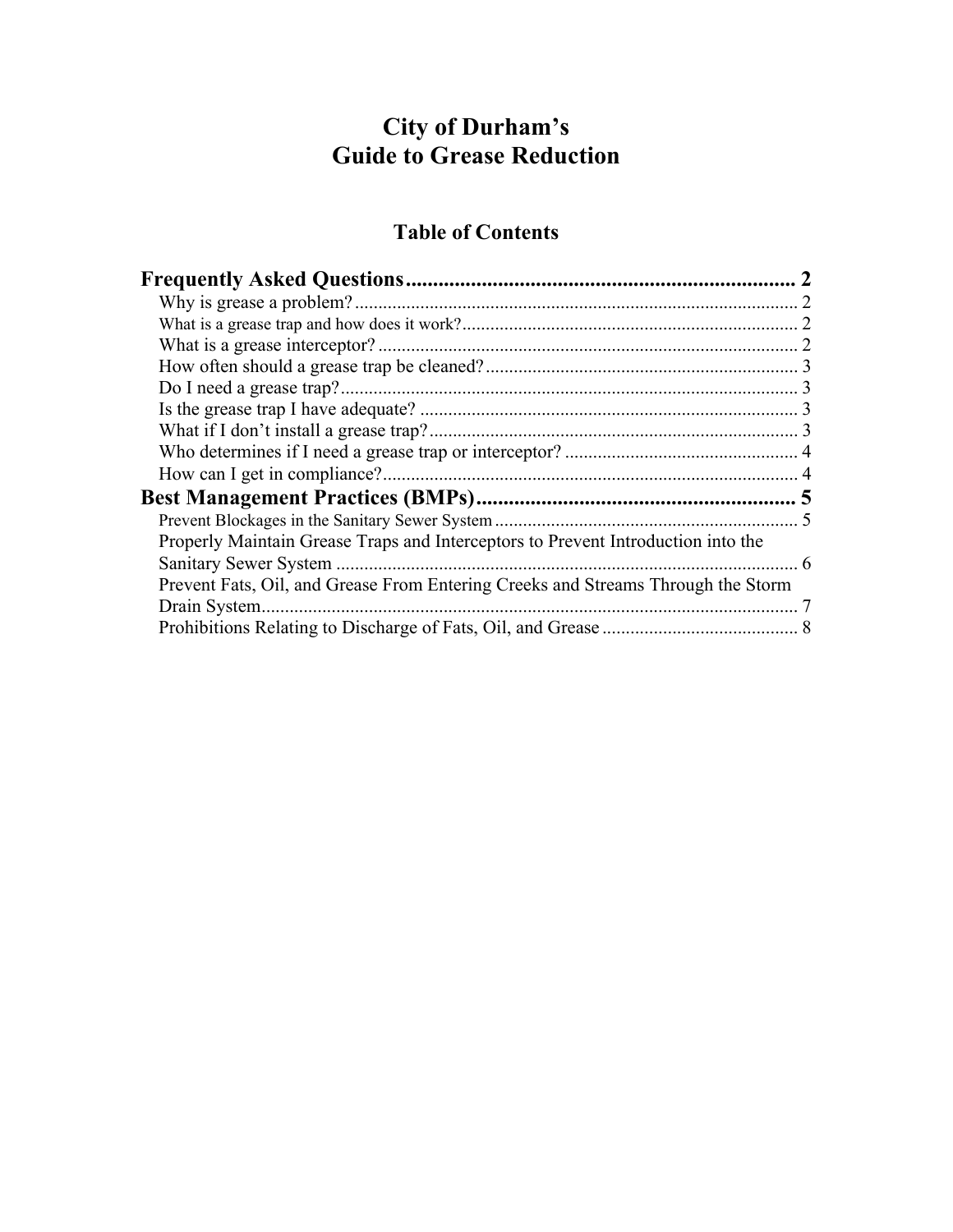# City of Durham's
# Guide to Grease Reduction

## Table of Contents

**Frequently Asked Questions** .......... 2
- Why is grease a problem? .......... 2
- What is a grease trap and how does it work? .......... 2
- What is a grease interceptor? .......... 2
- How often should a grease trap be cleaned? .......... 3
- Do I need a grease trap? .......... 3
- Is the grease trap I have adequate? .......... 3
- What if I don't install a grease trap? .......... 3
- Who determines if I need a grease trap or interceptor? .......... 4
- How can I get in compliance? .......... 4

**Best Management Practices (BMPs)** .......... 5
- Prevent Blockages in the Sanitary Sewer System .......... 5
- Properly Maintain Grease Traps and Interceptors to Prevent Introduction into the Sanitary Sewer System .......... 6
- Prevent Fats, Oil, and Grease From Entering Creeks and Streams Through the Storm Drain System .......... 7
- Prohibitions Relating to Discharge of Fats, Oil, and Grease .......... 8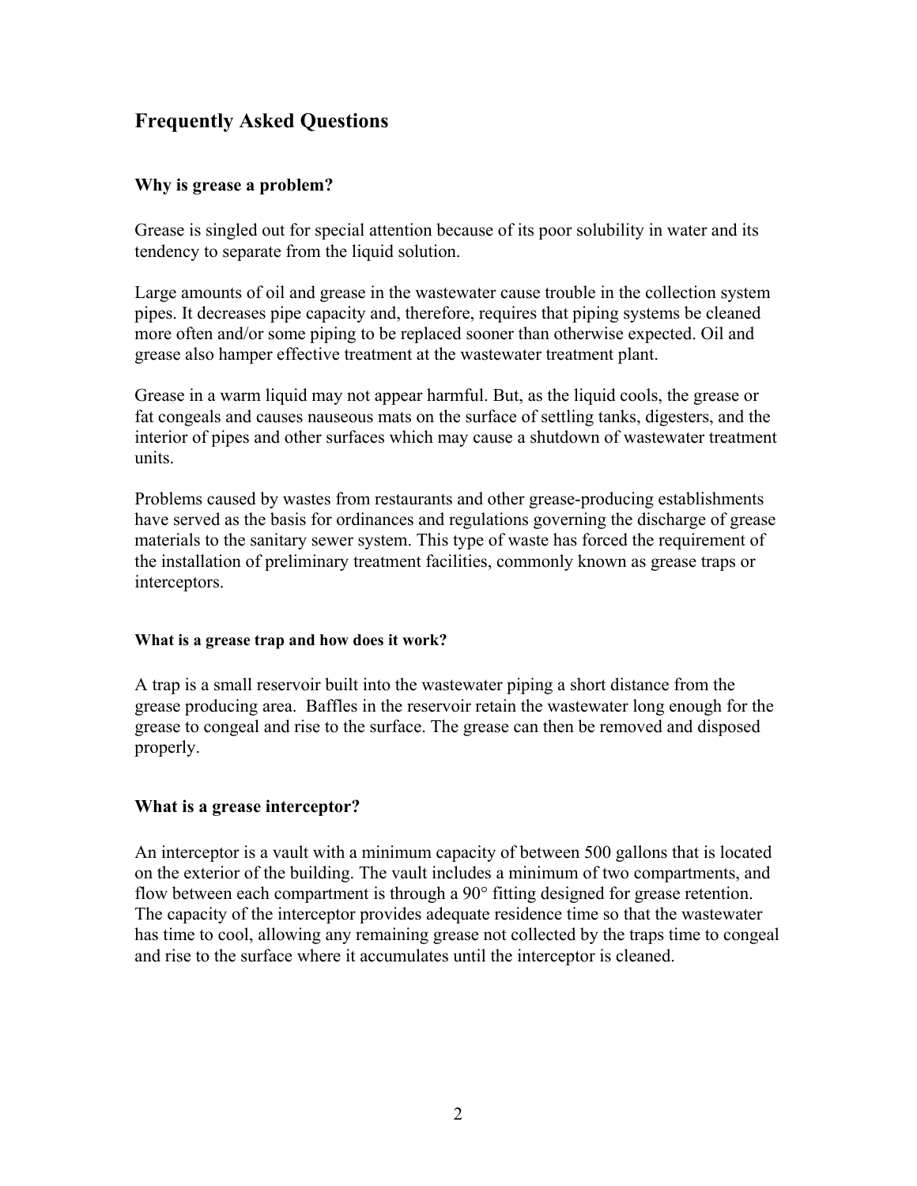## Frequently Asked Questions

### Why is grease a problem?

Grease is singled out for special attention because of its poor solubility in water and its tendency to separate from the liquid solution.

Large amounts of oil and grease in the wastewater cause trouble in the collection system pipes. It decreases pipe capacity and, therefore, requires that piping systems be cleaned more often and/or some piping to be replaced sooner than otherwise expected. Oil and grease also hamper effective treatment at the wastewater treatment plant.

Grease in a warm liquid may not appear harmful. But, as the liquid cools, the grease or fat congeals and causes nauseous mats on the surface of settling tanks, digesters, and the interior of pipes and other surfaces which may cause a shutdown of wastewater treatment units.

Problems caused by wastes from restaurants and other grease-producing establishments have served as the basis for ordinances and regulations governing the discharge of grease materials to the sanitary sewer system. This type of waste has forced the requirement of the installation of preliminary treatment facilities, commonly known as grease traps or interceptors.

#### What is a grease trap and how does it work?

A trap is a small reservoir built into the wastewater piping a short distance from the grease producing area. Baffles in the reservoir retain the wastewater long enough for the grease to congeal and rise to the surface. The grease can then be removed and disposed properly.

### What is a grease interceptor?

An interceptor is a vault with a minimum capacity of between 500 gallons that is located on the exterior of the building. The vault includes a minimum of two compartments, and flow between each compartment is through a 90° fitting designed for grease retention. The capacity of the interceptor provides adequate residence time so that the wastewater has time to cool, allowing any remaining grease not collected by the traps time to congeal and rise to the surface where it accumulates until the interceptor is cleaned.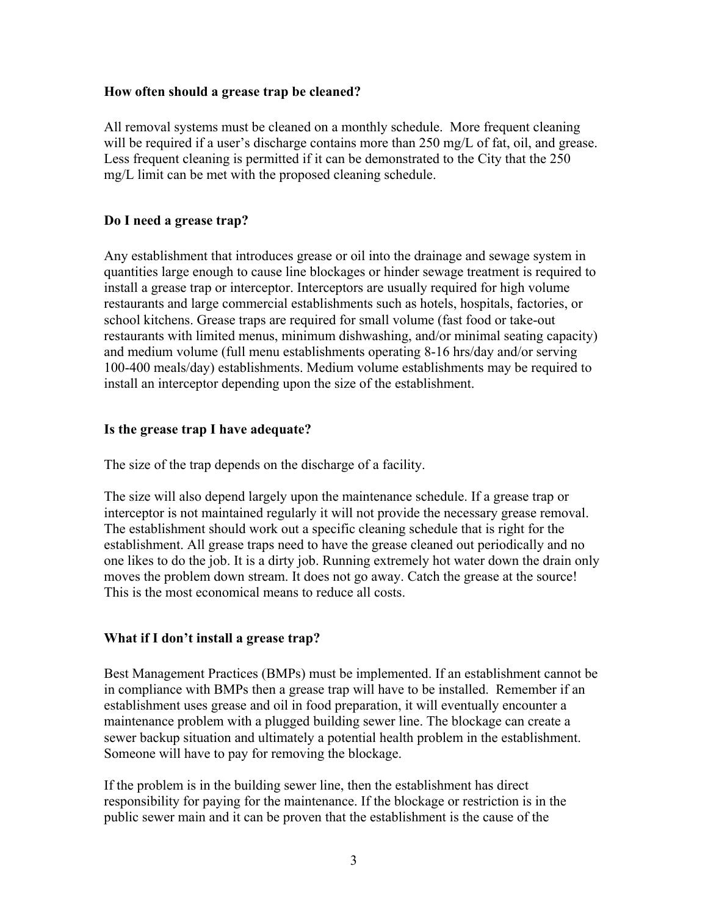**How often should a grease trap be cleaned?**

All removal systems must be cleaned on a monthly schedule. More frequent cleaning will be required if a user's discharge contains more than 250 mg/L of fat, oil, and grease. Less frequent cleaning is permitted if it can be demonstrated to the City that the 250 mg/L limit can be met with the proposed cleaning schedule.

**Do I need a grease trap?**

Any establishment that introduces grease or oil into the drainage and sewage system in quantities large enough to cause line blockages or hinder sewage treatment is required to install a grease trap or interceptor. Interceptors are usually required for high volume restaurants and large commercial establishments such as hotels, hospitals, factories, or school kitchens. Grease traps are required for small volume (fast food or take-out restaurants with limited menus, minimum dishwashing, and/or minimal seating capacity) and medium volume (full menu establishments operating 8-16 hrs/day and/or serving 100-400 meals/day) establishments. Medium volume establishments may be required to install an interceptor depending upon the size of the establishment.

**Is the grease trap I have adequate?**

The size of the trap depends on the discharge of a facility.

The size will also depend largely upon the maintenance schedule. If a grease trap or interceptor is not maintained regularly it will not provide the necessary grease removal. The establishment should work out a specific cleaning schedule that is right for the establishment. All grease traps need to have the grease cleaned out periodically and no one likes to do the job. It is a dirty job. Running extremely hot water down the drain only moves the problem down stream. It does not go away. Catch the grease at the source! This is the most economical means to reduce all costs.

**What if I don't install a grease trap?**

Best Management Practices (BMPs) must be implemented. If an establishment cannot be in compliance with BMPs then a grease trap will have to be installed. Remember if an establishment uses grease and oil in food preparation, it will eventually encounter a maintenance problem with a plugged building sewer line. The blockage can create a sewer backup situation and ultimately a potential health problem in the establishment. Someone will have to pay for removing the blockage.

If the problem is in the building sewer line, then the establishment has direct responsibility for paying for the maintenance. If the blockage or restriction is in the public sewer main and it can be proven that the establishment is the cause of the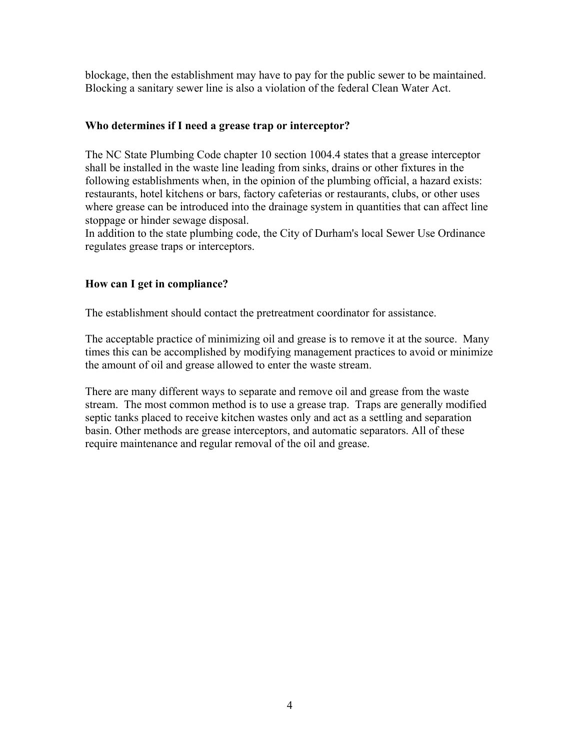blockage, then the establishment may have to pay for the public sewer to be maintained. Blocking a sanitary sewer line is also a violation of the federal Clean Water Act.

### Who determines if I need a grease trap or interceptor?

The NC State Plumbing Code chapter 10 section 1004.4 states that a grease interceptor shall be installed in the waste line leading from sinks, drains or other fixtures in the following establishments when, in the opinion of the plumbing official, a hazard exists: restaurants, hotel kitchens or bars, factory cafeterias or restaurants, clubs, or other uses where grease can be introduced into the drainage system in quantities that can affect line stoppage or hinder sewage disposal.
In addition to the state plumbing code, the City of Durham's local Sewer Use Ordinance regulates grease traps or interceptors.

### How can I get in compliance?

The establishment should contact the pretreatment coordinator for assistance.

The acceptable practice of minimizing oil and grease is to remove it at the source. Many times this can be accomplished by modifying management practices to avoid or minimize the amount of oil and grease allowed to enter the waste stream.

There are many different ways to separate and remove oil and grease from the waste stream. The most common method is to use a grease trap. Traps are generally modified septic tanks placed to receive kitchen wastes only and act as a settling and separation basin. Other methods are grease interceptors, and automatic separators. All of these require maintenance and regular removal of the oil and grease.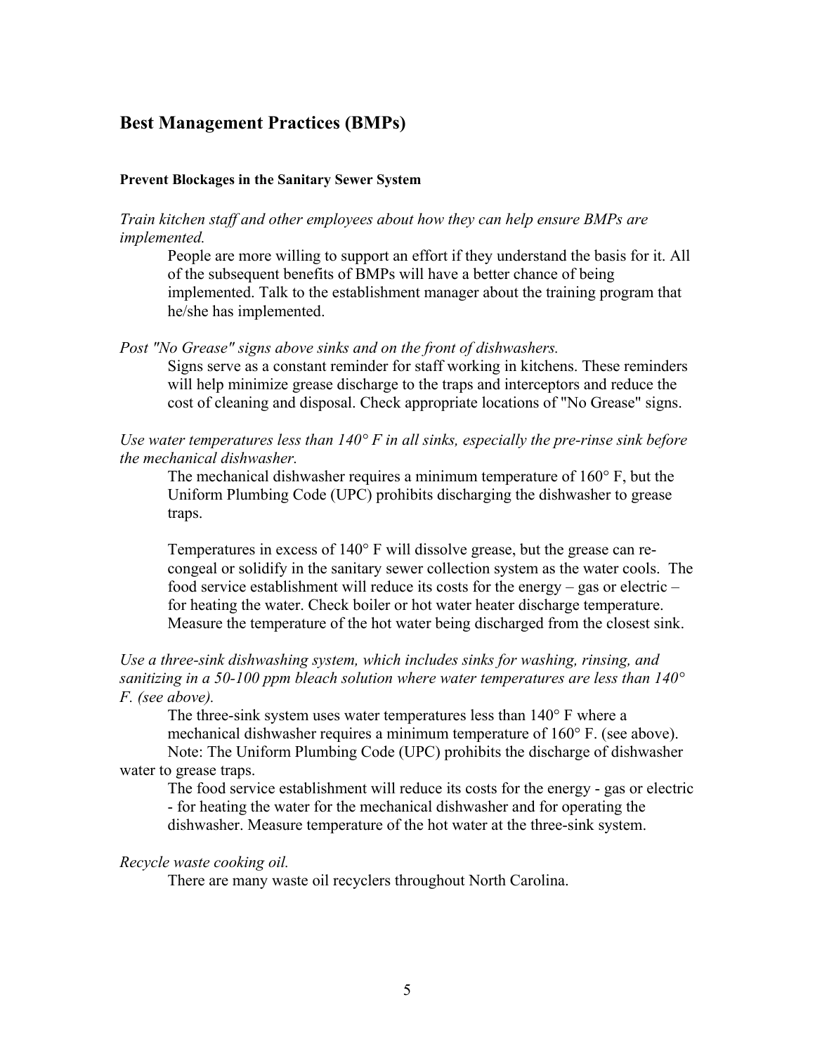## Best Management Practices (BMPs)

### Prevent Blockages in the Sanitary Sewer System

*Train kitchen staff and other employees about how they can help ensure BMPs are implemented.*

People are more willing to support an effort if they understand the basis for it. All of the subsequent benefits of BMPs will have a better chance of being implemented. Talk to the establishment manager about the training program that he/she has implemented.

*Post "No Grease" signs above sinks and on the front of dishwashers.*

Signs serve as a constant reminder for staff working in kitchens. These reminders will help minimize grease discharge to the traps and interceptors and reduce the cost of cleaning and disposal. Check appropriate locations of "No Grease" signs.

*Use water temperatures less than 140° F in all sinks, especially the pre-rinse sink before the mechanical dishwasher.*

The mechanical dishwasher requires a minimum temperature of 160° F, but the Uniform Plumbing Code (UPC) prohibits discharging the dishwasher to grease traps.

Temperatures in excess of 140° F will dissolve grease, but the grease can re-congeal or solidify in the sanitary sewer collection system as the water cools. The food service establishment will reduce its costs for the energy – gas or electric – for heating the water. Check boiler or hot water heater discharge temperature. Measure the temperature of the hot water being discharged from the closest sink.

*Use a three-sink dishwashing system, which includes sinks for washing, rinsing, and sanitizing in a 50-100 ppm bleach solution where water temperatures are less than 140° F. (see above).*

The three-sink system uses water temperatures less than 140° F where a mechanical dishwasher requires a minimum temperature of 160° F. (see above). Note: The Uniform Plumbing Code (UPC) prohibits the discharge of dishwasher water to grease traps.

The food service establishment will reduce its costs for the energy - gas or electric - for heating the water for the mechanical dishwasher and for operating the dishwasher. Measure temperature of the hot water at the three-sink system.

*Recycle waste cooking oil.*

There are many waste oil recyclers throughout North Carolina.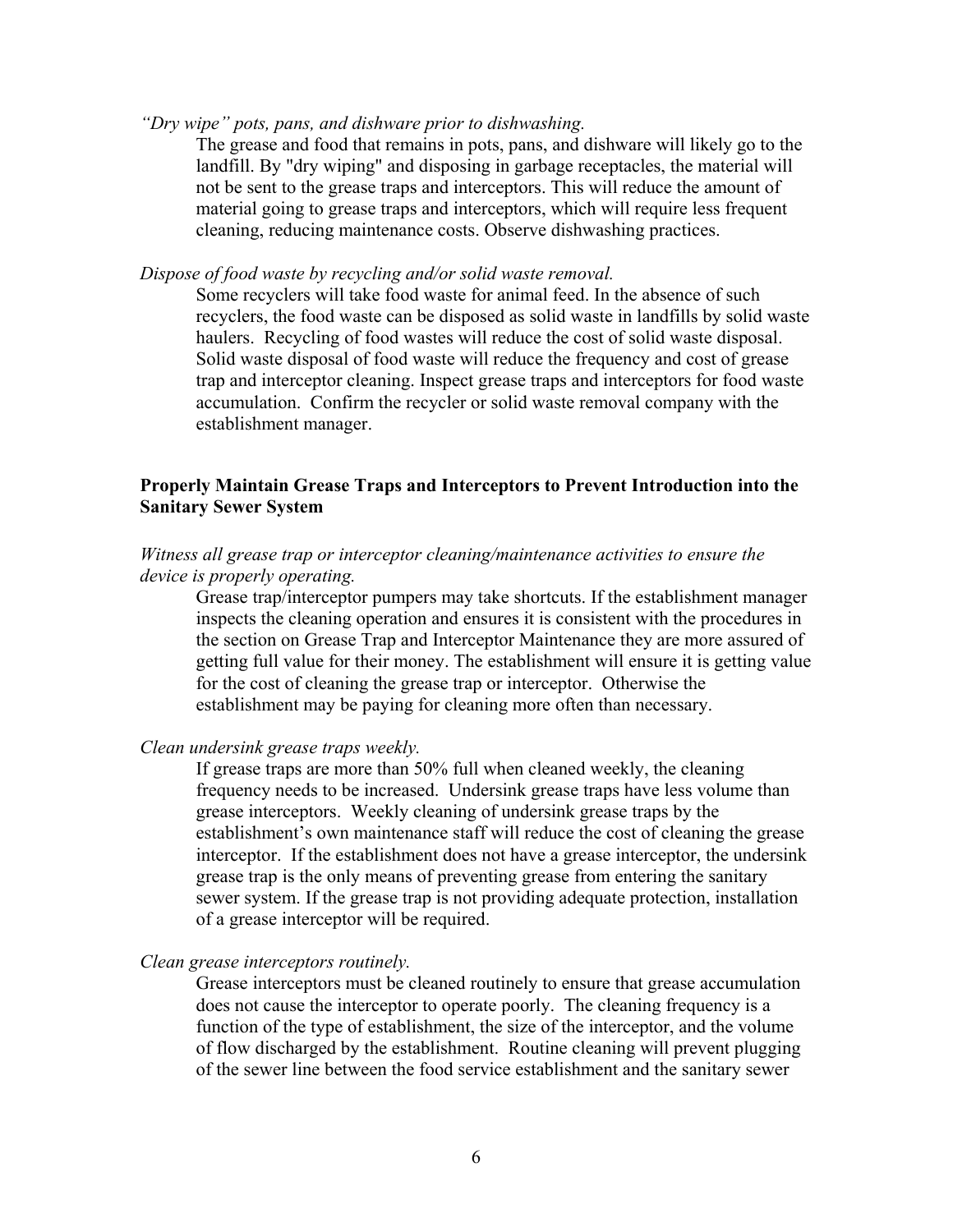*"Dry wipe" pots, pans, and dishware prior to dishwashing.*

The grease and food that remains in pots, pans, and dishware will likely go to the landfill. By "dry wiping" and disposing in garbage receptacles, the material will not be sent to the grease traps and interceptors. This will reduce the amount of material going to grease traps and interceptors, which will require less frequent cleaning, reducing maintenance costs. Observe dishwashing practices.

*Dispose of food waste by recycling and/or solid waste removal.*

Some recyclers will take food waste for animal feed. In the absence of such recyclers, the food waste can be disposed as solid waste in landfills by solid waste haulers. Recycling of food wastes will reduce the cost of solid waste disposal. Solid waste disposal of food waste will reduce the frequency and cost of grease trap and interceptor cleaning. Inspect grease traps and interceptors for food waste accumulation. Confirm the recycler or solid waste removal company with the establishment manager.

**Properly Maintain Grease Traps and Interceptors to Prevent Introduction into the Sanitary Sewer System**

*Witness all grease trap or interceptor cleaning/maintenance activities to ensure the device is properly operating.*

Grease trap/interceptor pumpers may take shortcuts. If the establishment manager inspects the cleaning operation and ensures it is consistent with the procedures in the section on Grease Trap and Interceptor Maintenance they are more assured of getting full value for their money. The establishment will ensure it is getting value for the cost of cleaning the grease trap or interceptor. Otherwise the establishment may be paying for cleaning more often than necessary.

*Clean undersink grease traps weekly.*

If grease traps are more than 50% full when cleaned weekly, the cleaning frequency needs to be increased. Undersink grease traps have less volume than grease interceptors. Weekly cleaning of undersink grease traps by the establishment's own maintenance staff will reduce the cost of cleaning the grease interceptor. If the establishment does not have a grease interceptor, the undersink grease trap is the only means of preventing grease from entering the sanitary sewer system. If the grease trap is not providing adequate protection, installation of a grease interceptor will be required.

*Clean grease interceptors routinely.*

Grease interceptors must be cleaned routinely to ensure that grease accumulation does not cause the interceptor to operate poorly. The cleaning frequency is a function of the type of establishment, the size of the interceptor, and the volume of flow discharged by the establishment. Routine cleaning will prevent plugging of the sewer line between the food service establishment and the sanitary sewer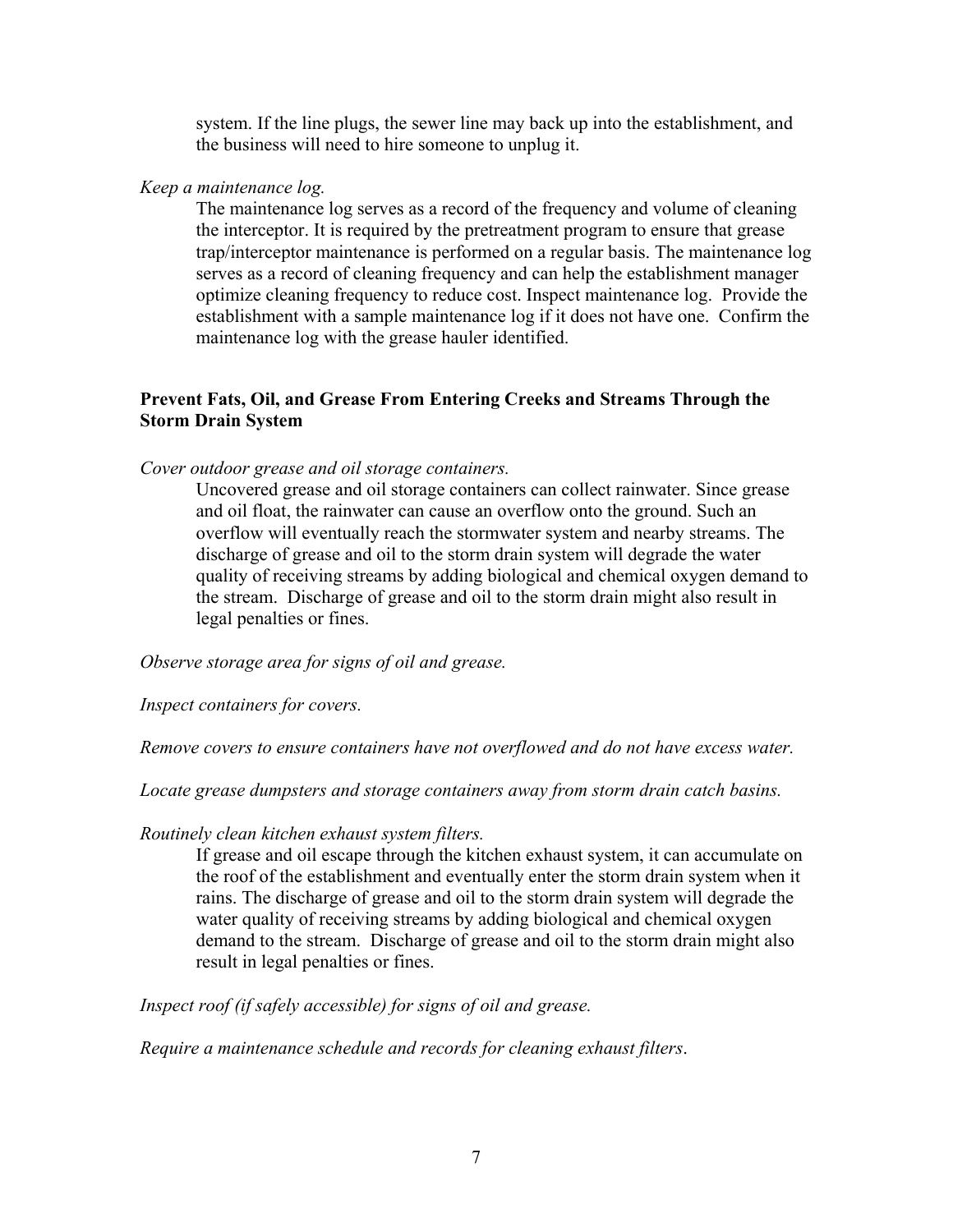system. If the line plugs, the sewer line may back up into the establishment, and the business will need to hire someone to unplug it.

*Keep a maintenance log.*

The maintenance log serves as a record of the frequency and volume of cleaning the interceptor. It is required by the pretreatment program to ensure that grease trap/interceptor maintenance is performed on a regular basis. The maintenance log serves as a record of cleaning frequency and can help the establishment manager optimize cleaning frequency to reduce cost. Inspect maintenance log. Provide the establishment with a sample maintenance log if it does not have one. Confirm the maintenance log with the grease hauler identified.

**Prevent Fats, Oil, and Grease From Entering Creeks and Streams Through the Storm Drain System**

*Cover outdoor grease and oil storage containers.*

Uncovered grease and oil storage containers can collect rainwater. Since grease and oil float, the rainwater can cause an overflow onto the ground. Such an overflow will eventually reach the stormwater system and nearby streams. The discharge of grease and oil to the storm drain system will degrade the water quality of receiving streams by adding biological and chemical oxygen demand to the stream. Discharge of grease and oil to the storm drain might also result in legal penalties or fines.

*Observe storage area for signs of oil and grease.*

*Inspect containers for covers.*

*Remove covers to ensure containers have not overflowed and do not have excess water.*

*Locate grease dumpsters and storage containers away from storm drain catch basins.*

*Routinely clean kitchen exhaust system filters.*

If grease and oil escape through the kitchen exhaust system, it can accumulate on the roof of the establishment and eventually enter the storm drain system when it rains. The discharge of grease and oil to the storm drain system will degrade the water quality of receiving streams by adding biological and chemical oxygen demand to the stream. Discharge of grease and oil to the storm drain might also result in legal penalties or fines.

*Inspect roof (if safely accessible) for signs of oil and grease.*

*Require a maintenance schedule and records for cleaning exhaust filters.*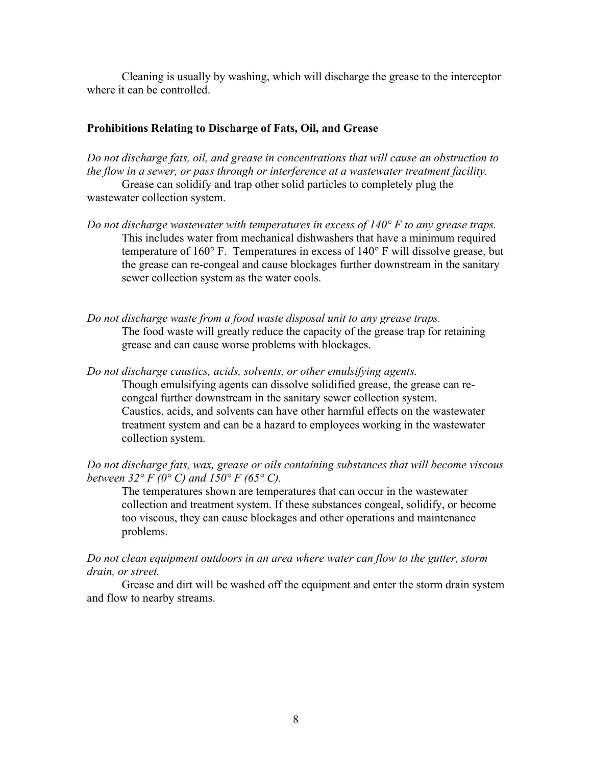Cleaning is usually by washing, which will discharge the grease to the interceptor where it can be controlled.

### Prohibitions Relating to Discharge of Fats, Oil, and Grease

*Do not discharge fats, oil, and grease in concentrations that will cause an obstruction to the flow in a sewer, or pass through or interference at a wastewater treatment facility.*

Grease can solidify and trap other solid particles to completely plug the wastewater collection system.

*Do not discharge wastewater with temperatures in excess of 140° F to any grease traps.*

This includes water from mechanical dishwashers that have a minimum required temperature of 160° F. Temperatures in excess of 140° F will dissolve grease, but the grease can re-congeal and cause blockages further downstream in the sanitary sewer collection system as the water cools.

*Do not discharge waste from a food waste disposal unit to any grease traps.*

The food waste will greatly reduce the capacity of the grease trap for retaining grease and can cause worse problems with blockages.

*Do not discharge caustics, acids, solvents, or other emulsifying agents.*

Though emulsifying agents can dissolve solidified grease, the grease can re-congeal further downstream in the sanitary sewer collection system. Caustics, acids, and solvents can have other harmful effects on the wastewater treatment system and can be a hazard to employees working in the wastewater collection system.

*Do not discharge fats, wax, grease or oils containing substances that will become viscous between 32° F (0° C) and 150° F (65° C).*

The temperatures shown are temperatures that can occur in the wastewater collection and treatment system. If these substances congeal, solidify, or become too viscous, they can cause blockages and other operations and maintenance problems.

*Do not clean equipment outdoors in an area where water can flow to the gutter, storm drain, or street.*

Grease and dirt will be washed off the equipment and enter the storm drain system and flow to nearby streams.